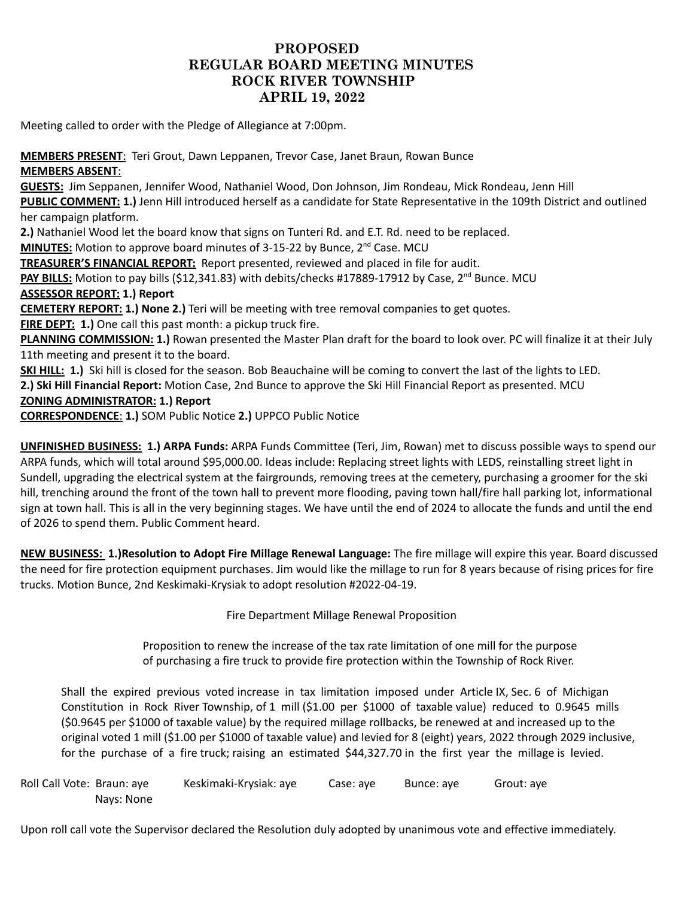# PROPOSED
# REGULAR BOARD MEETING MINUTES
# ROCK RIVER TOWNSHIP
# APRIL 19, 2022

Meeting called to order with the Pledge of Allegiance at 7:00pm.

**MEMBERS PRESENT**: Teri Grout, Dawn Leppanen, Trevor Case, Janet Braun, Rowan Bunce
**MEMBERS ABSENT**:
**GUESTS:** Jim Seppanen, Jennifer Wood, Nathaniel Wood, Don Johnson, Jim Rondeau, Mick Rondeau, Jenn Hill
**PUBLIC COMMENT:** **1.)** Jenn Hill introduced herself as a candidate for State Representative in the 109th District and outlined her campaign platform.
**2.)** Nathaniel Wood let the board know that signs on Tunteri Rd. and E.T. Rd. need to be replaced.
**MINUTES:** Motion to approve board minutes of 3-15-22 by Bunce, 2nd Case. MCU
**TREASURER'S FINANCIAL REPORT:** Report presented, reviewed and placed in file for audit.
**PAY BILLS:** Motion to pay bills ($12,341.83) with debits/checks #17889-17912 by Case, 2nd Bunce. MCU
**ASSESSOR REPORT: 1.) Report**
**CEMETERY REPORT: 1.) None 2.)** Teri will be meeting with tree removal companies to get quotes.
**FIRE DEPT: 1.)** One call this past month: a pickup truck fire.
**PLANNING COMMISSION: 1.)** Rowan presented the Master Plan draft for the board to look over. PC will finalize it at their July 11th meeting and present it to the board.
**SKI HILL: 1.)** Ski hill is closed for the season. Bob Beauchaine will be coming to convert the last of the lights to LED.
**2.) Ski Hill Financial Report:** Motion Case, 2nd Bunce to approve the Ski Hill Financial Report as presented. MCU
**ZONING ADMINISTRATOR: 1.) Report**
**CORRESPONDENCE**: **1.)** SOM Public Notice **2.)** UPPCO Public Notice

**UNFINISHED BUSINESS: 1.) ARPA Funds:** ARPA Funds Committee (Teri, Jim, Rowan) met to discuss possible ways to spend our ARPA funds, which will total around $95,000.00. Ideas include: Replacing street lights with LEDS, reinstalling street light in Sundell, upgrading the electrical system at the fairgrounds, removing trees at the cemetery, purchasing a groomer for the ski hill, trenching around the front of the town hall to prevent more flooding, paving town hall/fire hall parking lot, informational sign at town hall. This is all in the very beginning stages. We have until the end of 2024 to allocate the funds and until the end of 2026 to spend them. Public Comment heard.

**NEW BUSINESS: 1.)Resolution to Adopt Fire Millage Renewal Language:** The fire millage will expire this year. Board discussed the need for fire protection equipment purchases. Jim would like the millage to run for 8 years because of rising prices for fire trucks. Motion Bunce, 2nd Keskimaki-Krysiak to adopt resolution #2022-04-19.

Fire Department Millage Renewal Proposition

Proposition to renew the increase of the tax rate limitation of one mill for the purpose of purchasing a fire truck to provide fire protection within the Township of Rock River.

Shall the expired previous voted increase in tax limitation imposed under Article IX, Sec. 6 of Michigan Constitution in Rock River Township, of 1 mill ($1.00 per $1000 of taxable value) reduced to 0.9645 mills ($0.9645 per $1000 of taxable value) by the required millage rollbacks, be renewed at and increased up to the original voted 1 mill ($1.00 per $1000 of taxable value) and levied for 8 (eight) years, 2022 through 2029 inclusive, for the purchase of a fire truck; raising an estimated $44,327.70 in the first year the millage is levied.

Roll Call Vote: Braun: aye Keskimaki-Krysiak: aye Case: aye Bunce: aye Grout: aye
Nays: None

Upon roll call vote the Supervisor declared the Resolution duly adopted by unanimous vote and effective immediately.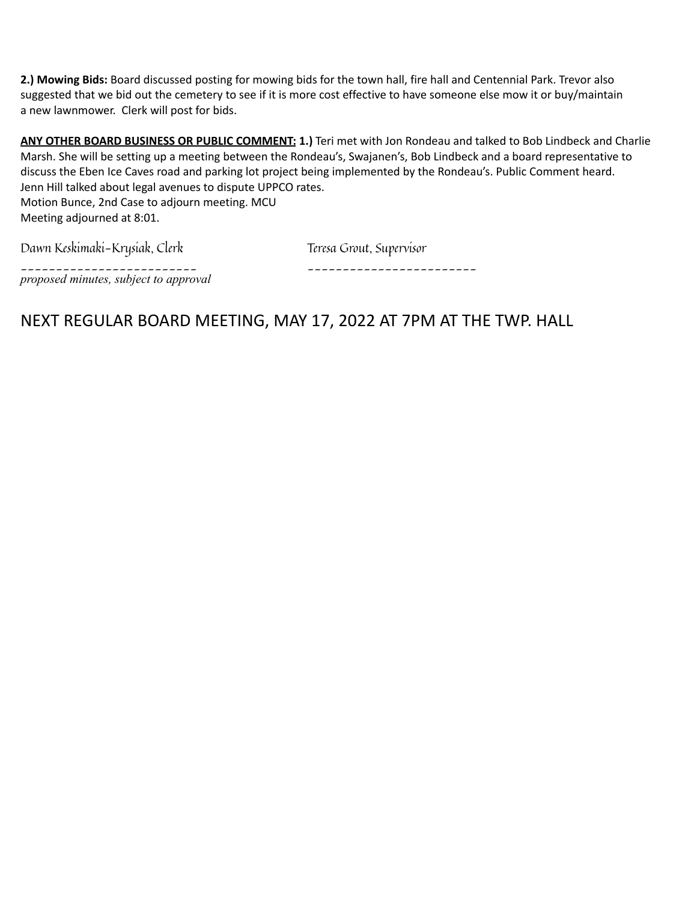**2.) Mowing Bids:** Board discussed posting for mowing bids for the town hall, fire hall and Centennial Park. Trevor also suggested that we bid out the cemetery to see if it is more cost effective to have someone else mow it or buy/maintain a new lawnmower. Clerk will post for bids.

**ANY OTHER BOARD BUSINESS OR PUBLIC COMMENT:** **1.)** Teri met with Jon Rondeau and talked to Bob Lindbeck and Charlie Marsh. She will be setting up a meeting between the Rondeau's, Swajanen's, Bob Lindbeck and a board representative to discuss the Eben Ice Caves road and parking lot project being implemented by the Rondeau's. Public Comment heard.
Jenn Hill talked about legal avenues to dispute UPPCO rates.
Motion Bunce, 2nd Case to adjourn meeting. MCU
Meeting adjourned at 8:01.

Dawn Keskimaki-Krysiak, Clerk　　　　Teresa Grout, Supervisor

________________________　　　　________________________

*proposed minutes, subject to approval*

NEXT REGULAR BOARD MEETING, MAY 17, 2022 AT 7PM AT THE TWP. HALL